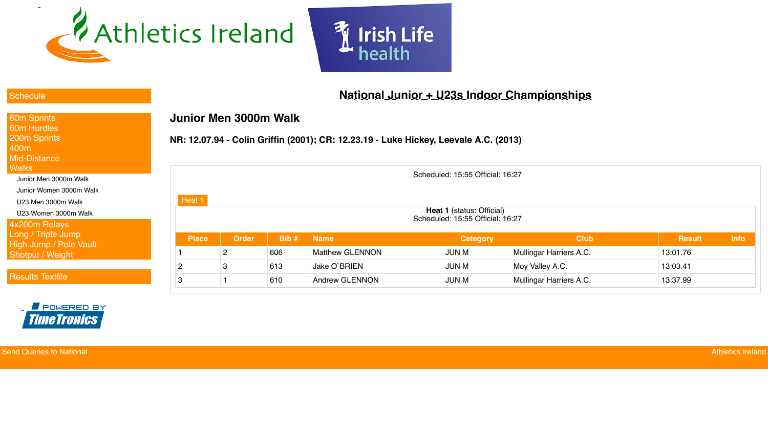Athletics Ireland | Irish Life health

- Schedule
- 60m Sprints
- 60m Hurdles
- 200m Sprints
- 400m
- Mid-Distance
- Walks
  - Junior Men 3000m Walk
  - Junior Women 3000m Walk
  - U23 Men 3000m Walk
  - U23 Women 3000m Walk
- 4x200m Relays
- Long / Triple Jump
- High Jump / Pole Vault
- Shotput / Weight
- Results Textfile

POWERED BY TimeTronics

# National Junior + U23s Indoor Championships

## Junior Men 3000m Walk

**NR: 12.07.94 - Colin Griffin (2001); CR: 12.23.19 - Luke Hickey, Leevale A.C. (2013)**

Scheduled: 15:55 Official: 16:27

Heat 1

**Heat 1** (status: Official)
Scheduled: 15:55 Official: 16:27

| Place | Order | Bib # | Name | Category | Club | Result | Info |
|---|---|---|---|---|---|---|---|
| 1 | 2 | 606 | Matthew GLENNON | JUN M | Mullingar Harriers A.C. | 13:01.76 | |
| 2 | 3 | 613 | Jake O`BRIEN | JUN M | Moy Valley A.C. | 13:03.41 | |
| 3 | 1 | 610 | Andrew GLENNON | JUN M | Mullingar Harriers A.C. | 13:37.99 | |

Send Queries to National | Athletics Ireland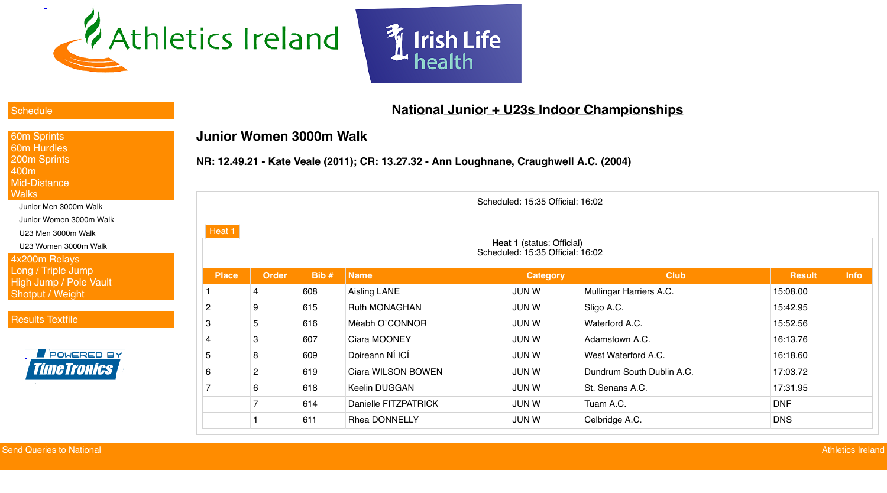Schedule

60m Sprints
60m Hurdles
200m Sprints
400m
Mid-Distance
Walks
- Junior Men 3000m Walk
- Junior Women 3000m Walk
- U23 Men 3000m Walk
- U23 Women 3000m Walk

4x200m Relays
Long / Triple Jump
High Jump / Pole Vault
Shotput / Weight

Results Textfile

# National Junior + U23s Indoor Championships

## Junior Women 3000m Walk

**NR: 12.49.21 - Kate Veale (2011); CR: 13.27.32 - Ann Loughnane, Craughwell A.C. (2004)**

Scheduled: 15:35 Official: 16:02

Heat 1

**Heat 1** (status: Official)
Scheduled: 15:35 Official: 16:02

| Place | Order | Bib # | Name | Category | Club | Result | Info |
|---|---|---|---|---|---|---|---|
| 1 | 4 | 608 | Aisling LANE | JUN W | Mullingar Harriers A.C. | 15:08.00 | |
| 2 | 9 | 615 | Ruth MONAGHAN | JUN W | Sligo A.C. | 15:42.95 | |
| 3 | 5 | 616 | Méabh O`CONNOR | JUN W | Waterford A.C. | 15:52.56 | |
| 4 | 3 | 607 | Ciara MOONEY | JUN W | Adamstown A.C. | 16:13.76 | |
| 5 | 8 | 609 | Doireann NÍ ICÍ | JUN W | West Waterford A.C. | 16:18.60 | |
| 6 | 2 | 619 | Ciara WILSON BOWEN | JUN W | Dundrum South Dublin A.C. | 17:03.72 | |
| 7 | 6 | 618 | Keelin DUGGAN | JUN W | St. Senans A.C. | 17:31.95 | |
| | 7 | 614 | Danielle FITZPATRICK | JUN W | Tuam A.C. | DNF | |
| | 1 | 611 | Rhea DONNELLY | JUN W | Celbridge A.C. | DNS | |

Send Queries to National — Athletics Ireland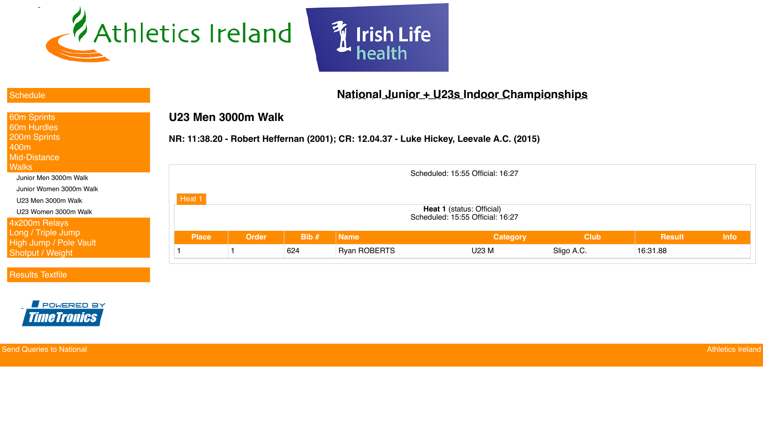Schedule

60m Sprints
60m Hurdles
200m Sprints
400m
Mid-Distance
Walks

- Junior Men 3000m Walk
- Junior Women 3000m Walk
- U23 Men 3000m Walk
- U23 Women 3000m Walk

4x200m Relays
Long / Triple Jump
High Jump / Pole Vault
Shotput / Weight

Results Textfile

# National Junior + U23s Indoor Championships

## U23 Men 3000m Walk

**NR: 11:38.20 - Robert Heffernan (2001); CR: 12.04.37 - Luke Hickey, Leevale A.C. (2015)**

Scheduled: 15:55 Official: 16:27

Heat 1

**Heat 1** (status: Official)
Scheduled: 15:55 Official: 16:27

| Place | Order | Bib # | Name | Category | Club | Result | Info |
|---|---|---|---|---|---|---|---|
| 1 | 1 | 624 | Ryan ROBERTS | U23 M | Sligo A.C. | 16:31.88 | |

Send Queries to National

Athletics Ireland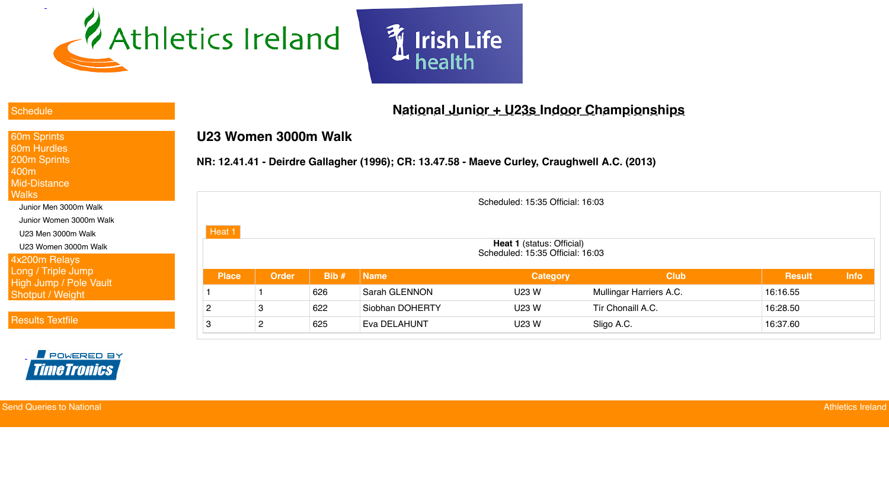Schedule

60m Sprints
60m Hurdles
200m Sprints
400m
Mid-Distance
Walks

- Junior Men 3000m Walk
- Junior Women 3000m Walk
- U23 Men 3000m Walk
- U23 Women 3000m Walk

4x200m Relays
Long / Triple Jump
High Jump / Pole Vault
Shotput / Weight

Results Textfile

# National Junior + U23s Indoor Championships

## U23 Women 3000m Walk

**NR: 12.41.41 - Deirdre Gallagher (1996); CR: 13.47.58 - Maeve Curley, Craughwell A.C. (2013)**

Scheduled: 15:35 Official: 16:03

Heat 1

**Heat 1** (status: Official)
Scheduled: 15:35 Official: 16:03

| Place | Order | Bib # | Name | Category | Club | Result | Info |
|---|---|---|---|---|---|---|---|
| 1 | 1 | 626 | Sarah GLENNON | U23 W | Mullingar Harriers A.C. | 16:16.55 | |
| 2 | 3 | 622 | Siobhan DOHERTY | U23 W | Tír Chonaill A.C. | 16:28.50 | |
| 3 | 2 | 625 | Eva DELAHUNT | U23 W | Sligo A.C. | 16:37.60 | |

Send Queries to National

Athletics Ireland